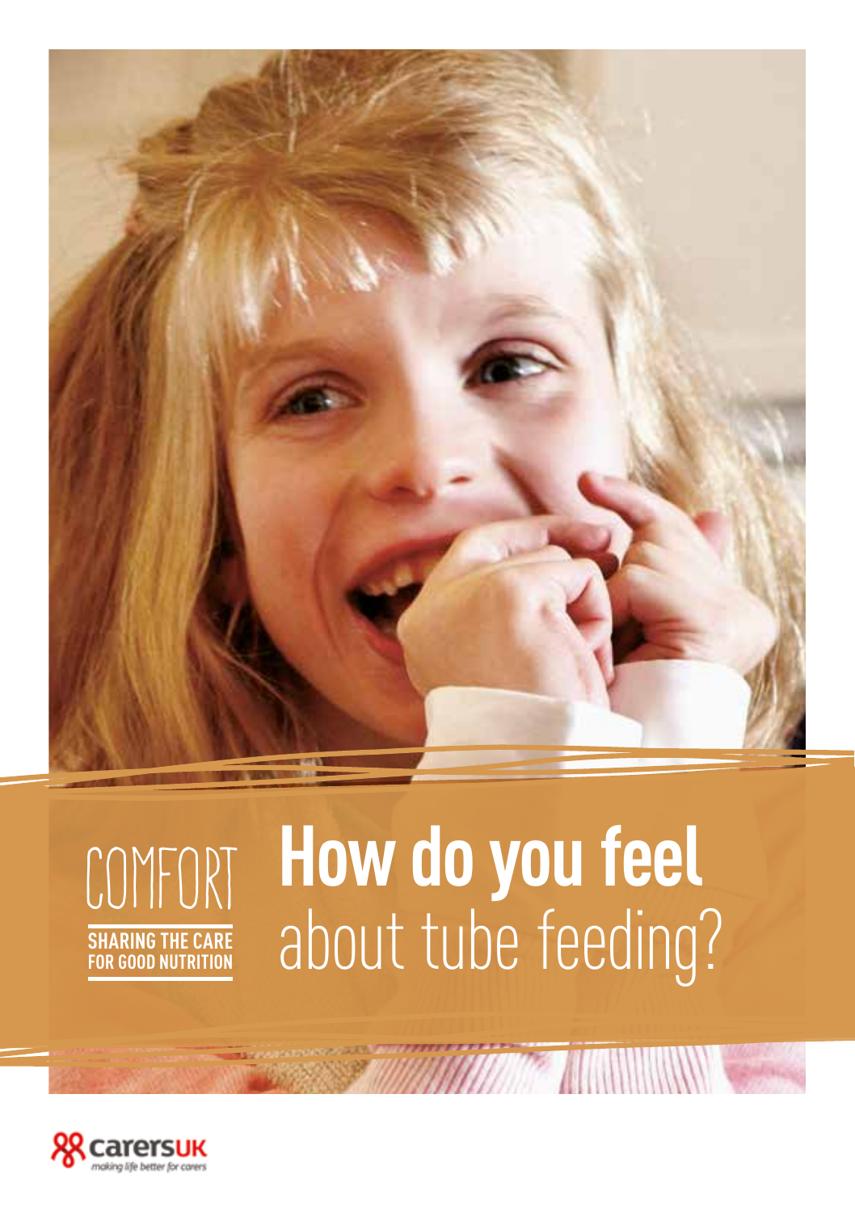COMFORT

SHARING THE CARE FOR GOOD NUTRITION

# How do you feel about tube feeding?

carersUK

making life better for carers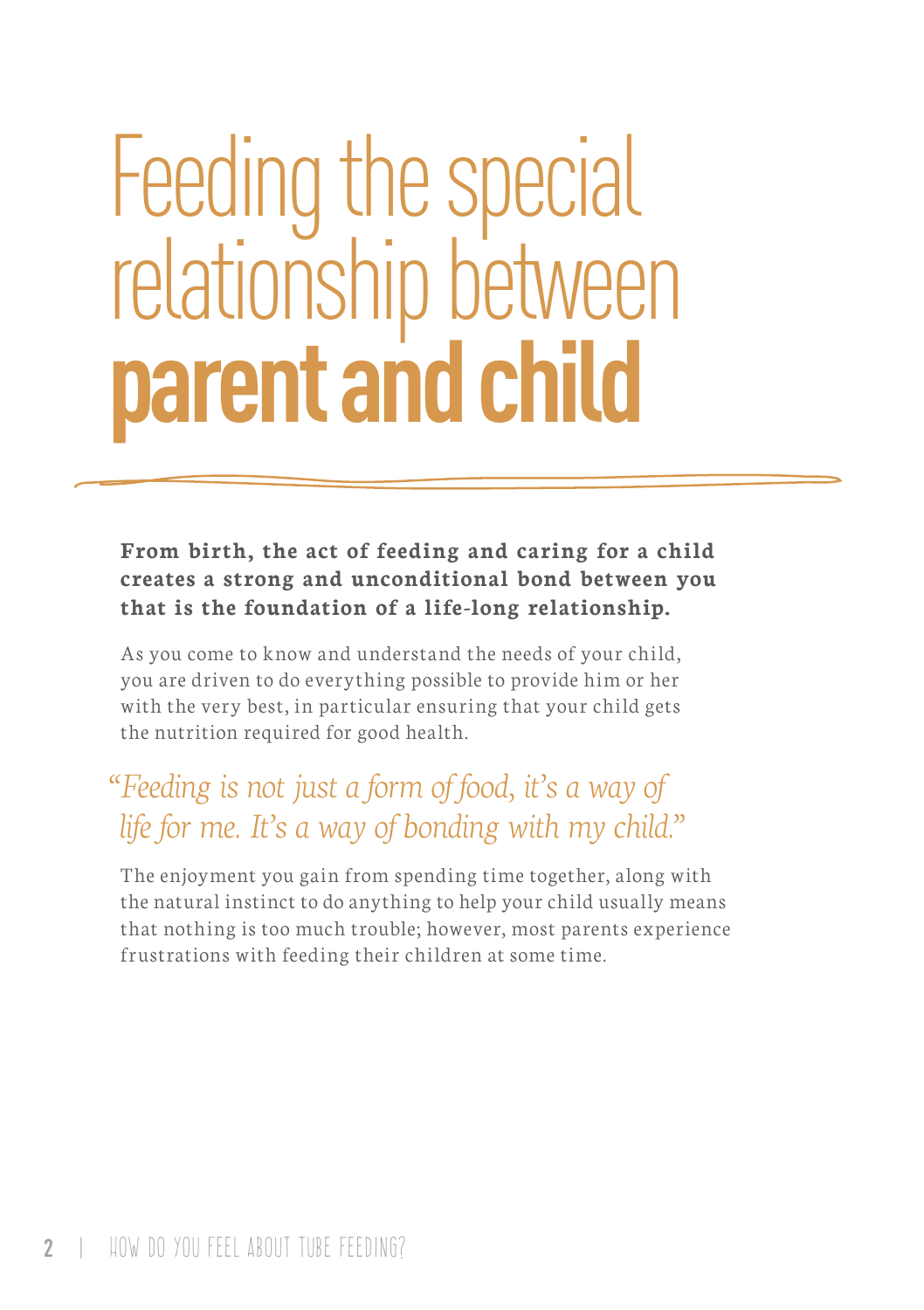# Feeding the special relationship between **parent and child**

**From birth, the act of feeding and caring for a child creates a strong and unconditional bond between you that is the foundation of a life-long relationship.**

As you come to know and understand the needs of your child, you are driven to do everything possible to provide him or her with the very best, in particular ensuring that your child gets the nutrition required for good health.

*"Feeding is not just a form of food, it's a way of life for me. It's a way of bonding with my child."*

The enjoyment you gain from spending time together, along with the natural instinct to do anything to help your child usually means that nothing is too much trouble; however, most parents experience frustrations with feeding their children at some time.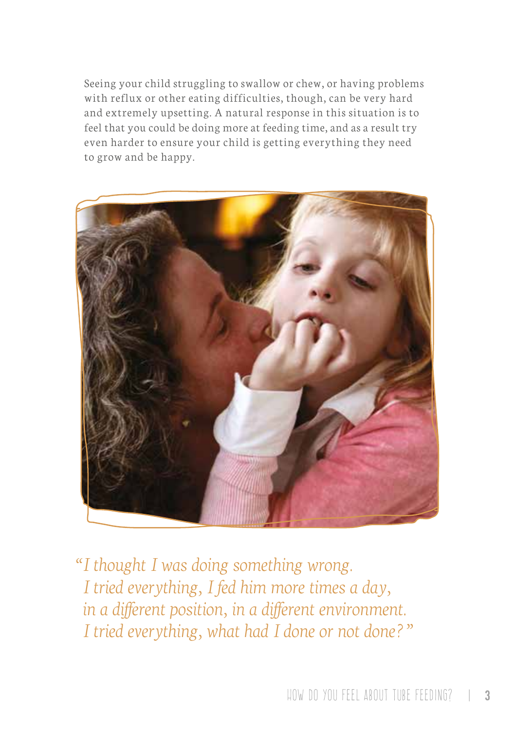Seeing your child struggling to swallow or chew, or having problems with reflux or other eating difficulties, though, can be very hard and extremely upsetting. A natural response in this situation is to feel that you could be doing more at feeding time, and as a result try even harder to ensure your child is getting everything they need to grow and be happy.

*"I thought I was doing something wrong. I tried everything, I fed him more times a day, in a different position, in a different environment. I tried everything, what had I done or not done?"*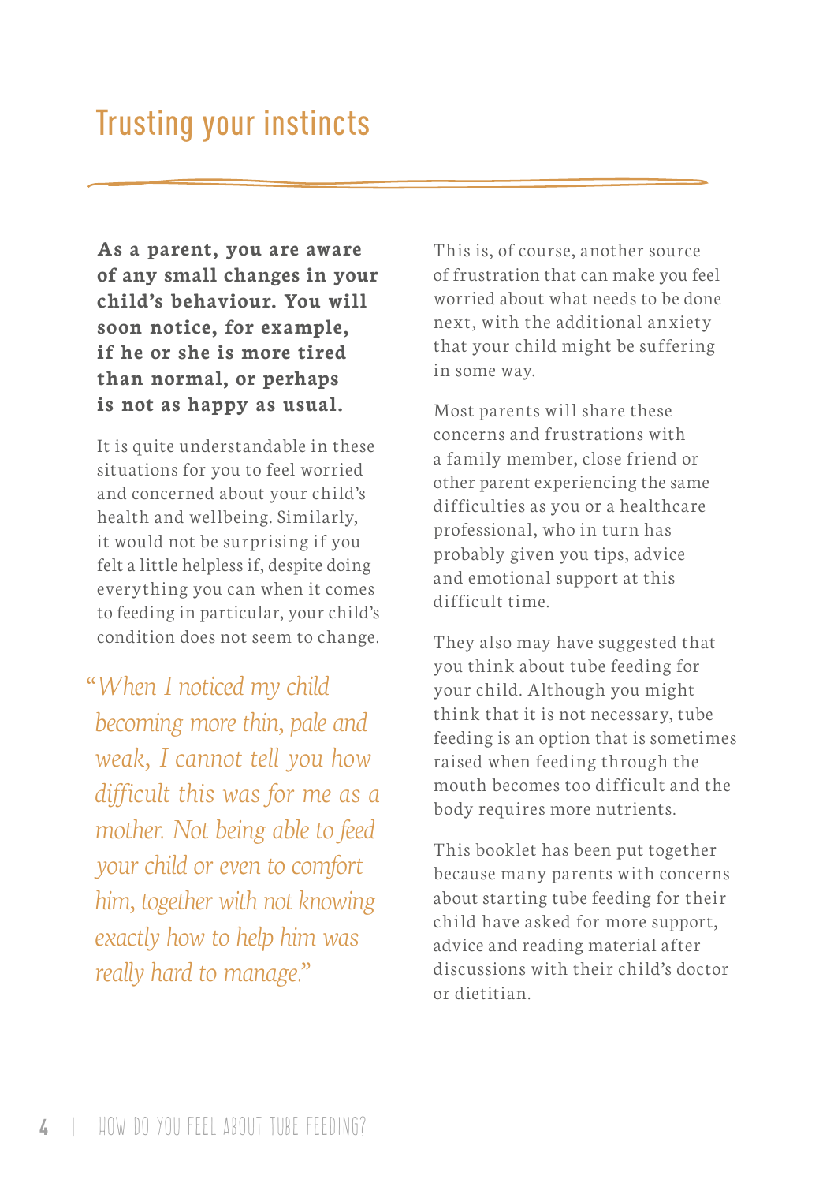# Trusting your instincts

**As a parent, you are aware of any small changes in your child's behaviour. You will soon notice, for example, if he or she is more tired than normal, or perhaps is not as happy as usual.**

It is quite understandable in these situations for you to feel worried and concerned about your child's health and wellbeing. Similarly, it would not be surprising if you felt a little helpless if, despite doing everything you can when it comes to feeding in particular, your child's condition does not seem to change.

*"When I noticed my child becoming more thin, pale and weak, I cannot tell you how difficult this was for me as a mother. Not being able to feed your child or even to comfort him, together with not knowing exactly how to help him was really hard to manage."*

This is, of course, another source of frustration that can make you feel worried about what needs to be done next, with the additional anxiety that your child might be suffering in some way.

Most parents will share these concerns and frustrations with a family member, close friend or other parent experiencing the same difficulties as you or a healthcare professional, who in turn has probably given you tips, advice and emotional support at this difficult time.

They also may have suggested that you think about tube feeding for your child. Although you might think that it is not necessary, tube feeding is an option that is sometimes raised when feeding through the mouth becomes too difficult and the body requires more nutrients.

This booklet has been put together because many parents with concerns about starting tube feeding for their child have asked for more support, advice and reading material after discussions with their child's doctor or dietitian.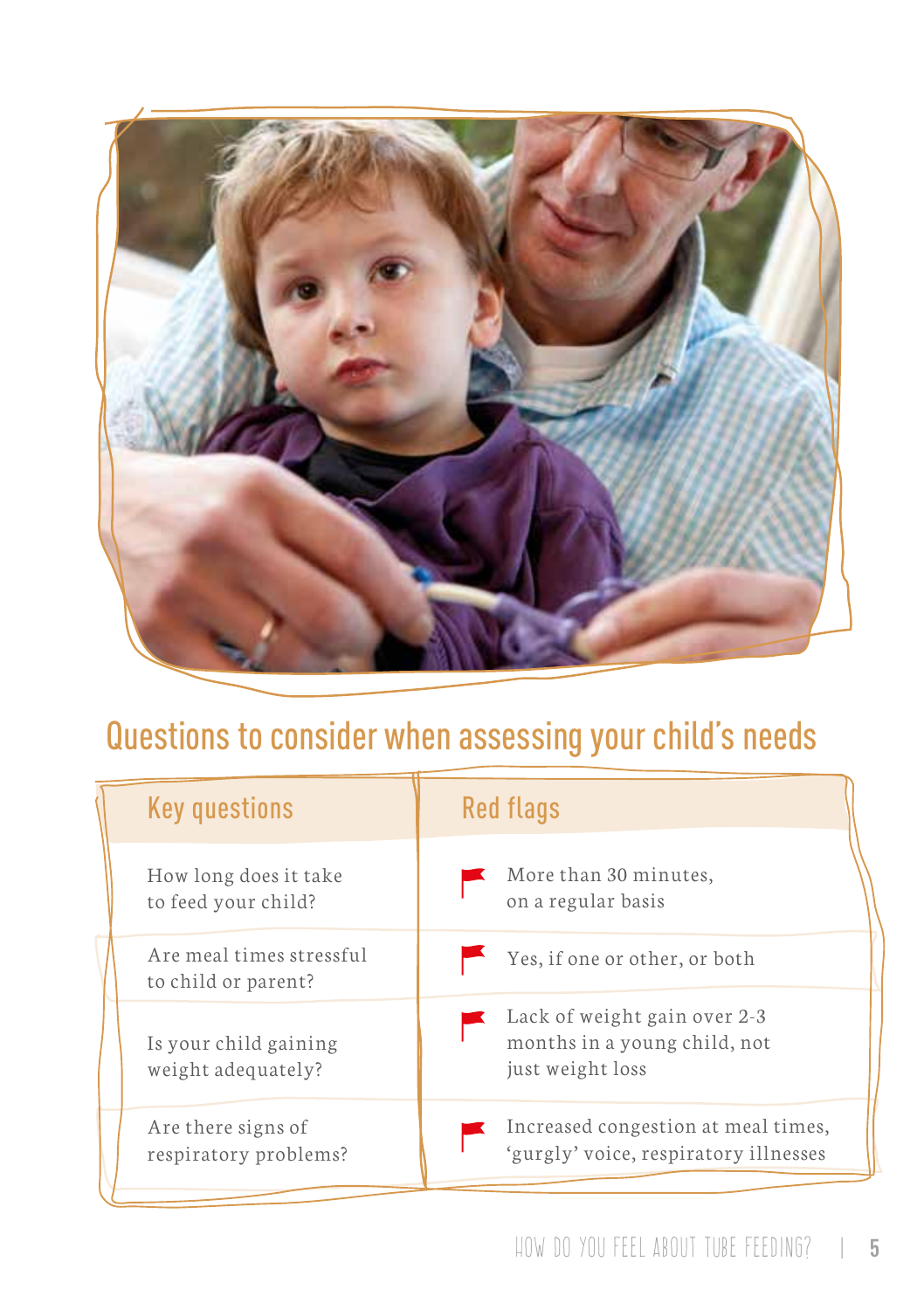## Questions to consider when assessing your child's needs

| Key questions | Red flags |
| --- | --- |
| How long does it take to feed your child? | More than 30 minutes, on a regular basis |
| Are meal times stressful to child or parent? | Yes, if one or other, or both |
| Is your child gaining weight adequately? | Lack of weight gain over 2-3 months in a young child, not just weight loss |
| Are there signs of respiratory problems? | Increased congestion at meal times, 'gurgly' voice, respiratory illnesses |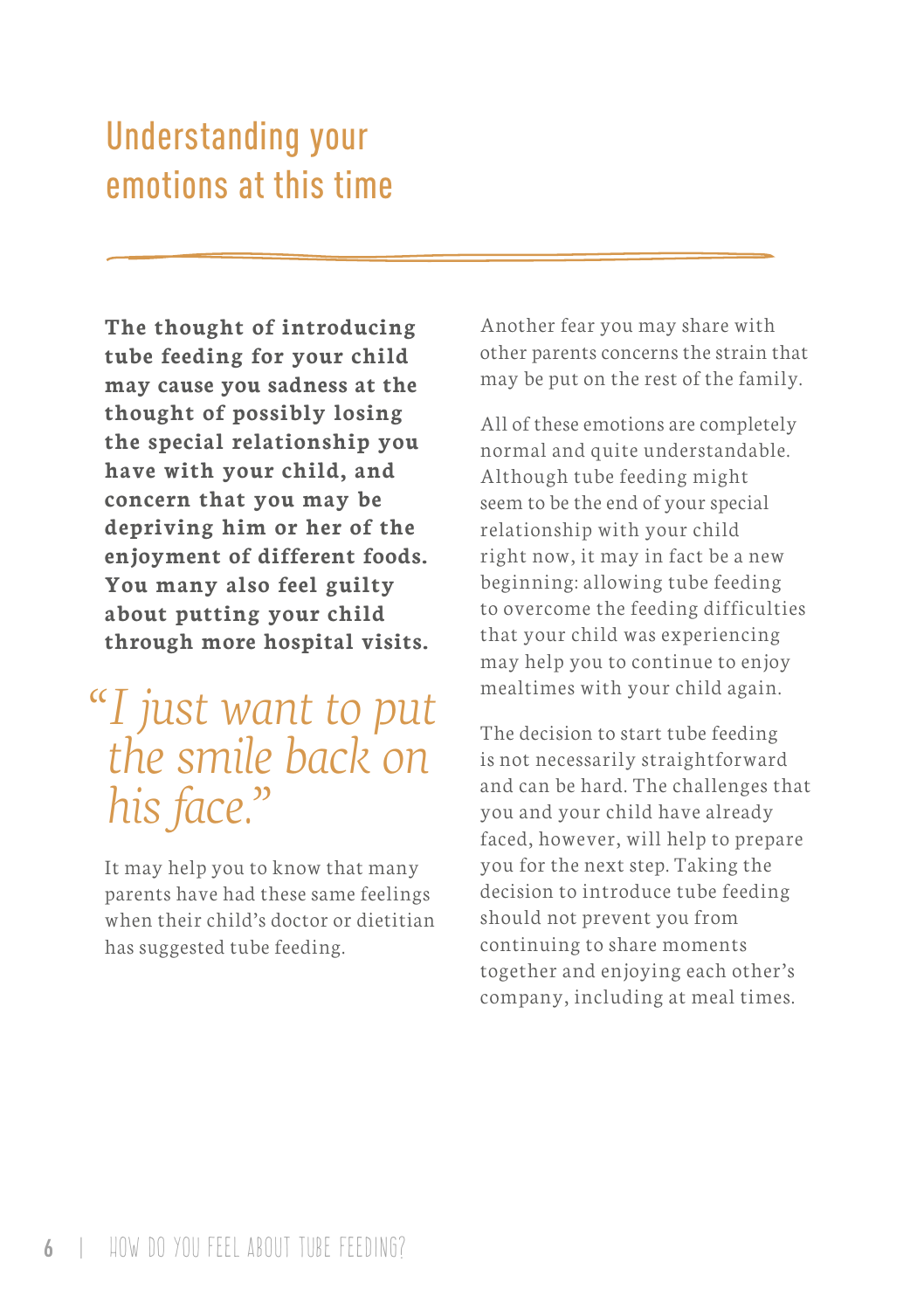# Understanding your emotions at this time

**The thought of introducing tube feeding for your child may cause you sadness at the thought of possibly losing the special relationship you have with your child, and concern that you may be depriving him or her of the enjoyment of different foods. You many also feel guilty about putting your child through more hospital visits.**

*"I just want to put the smile back on his face."*

It may help you to know that many parents have had these same feelings when their child's doctor or dietitian has suggested tube feeding.

Another fear you may share with other parents concerns the strain that may be put on the rest of the family.

All of these emotions are completely normal and quite understandable. Although tube feeding might seem to be the end of your special relationship with your child right now, it may in fact be a new beginning: allowing tube feeding to overcome the feeding difficulties that your child was experiencing may help you to continue to enjoy mealtimes with your child again.

The decision to start tube feeding is not necessarily straightforward and can be hard. The challenges that you and your child have already faced, however, will help to prepare you for the next step. Taking the decision to introduce tube feeding should not prevent you from continuing to share moments together and enjoying each other's company, including at meal times.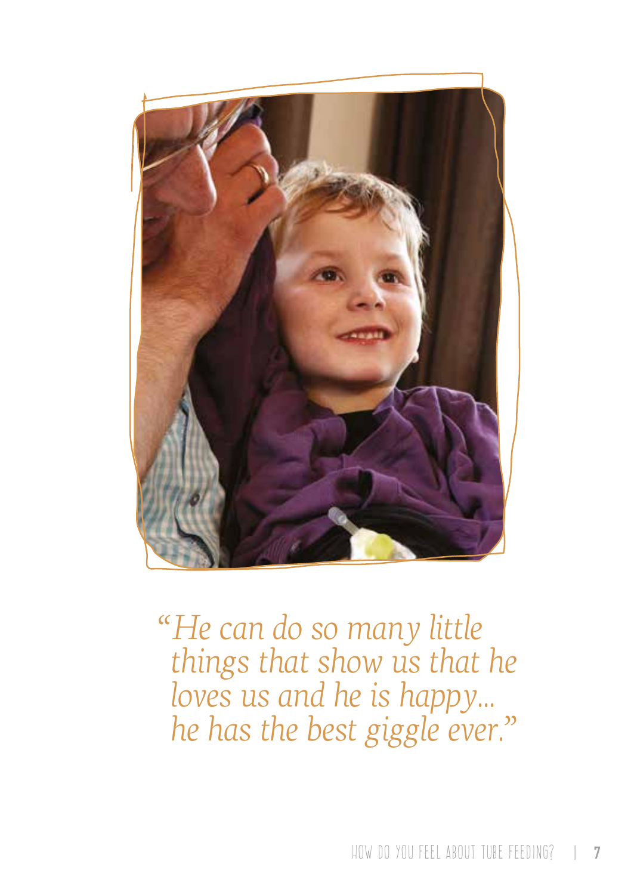*"He can do so many little things that show us that he loves us and he is happy... he has the best giggle ever."*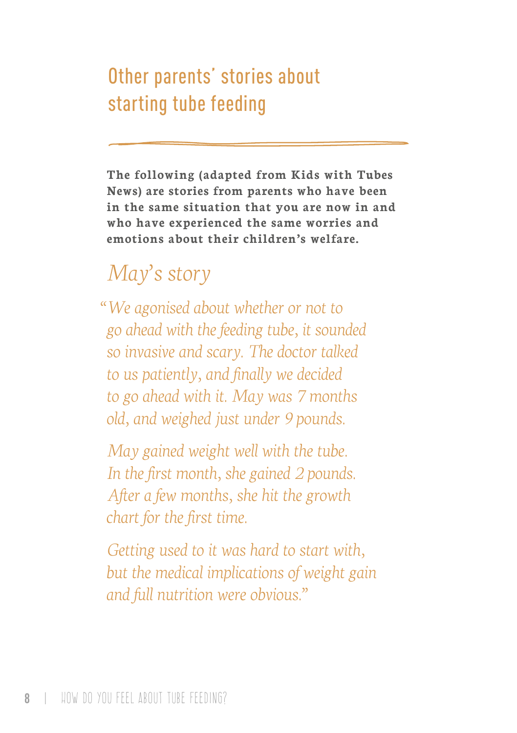# Other parents' stories about starting tube feeding

**The following (adapted from Kids with Tubes News) are stories from parents who have been in the same situation that you are now in and who have experienced the same worries and emotions about their children's welfare.**

## *May's story*

*"We agonised about whether or not to go ahead with the feeding tube, it sounded so invasive and scary. The doctor talked to us patiently, and finally we decided to go ahead with it. May was 7 months old, and weighed just under 9 pounds.*

*May gained weight well with the tube. In the first month, she gained 2 pounds. After a few months, she hit the growth chart for the first time.*

*Getting used to it was hard to start with, but the medical implications of weight gain and full nutrition were obvious."*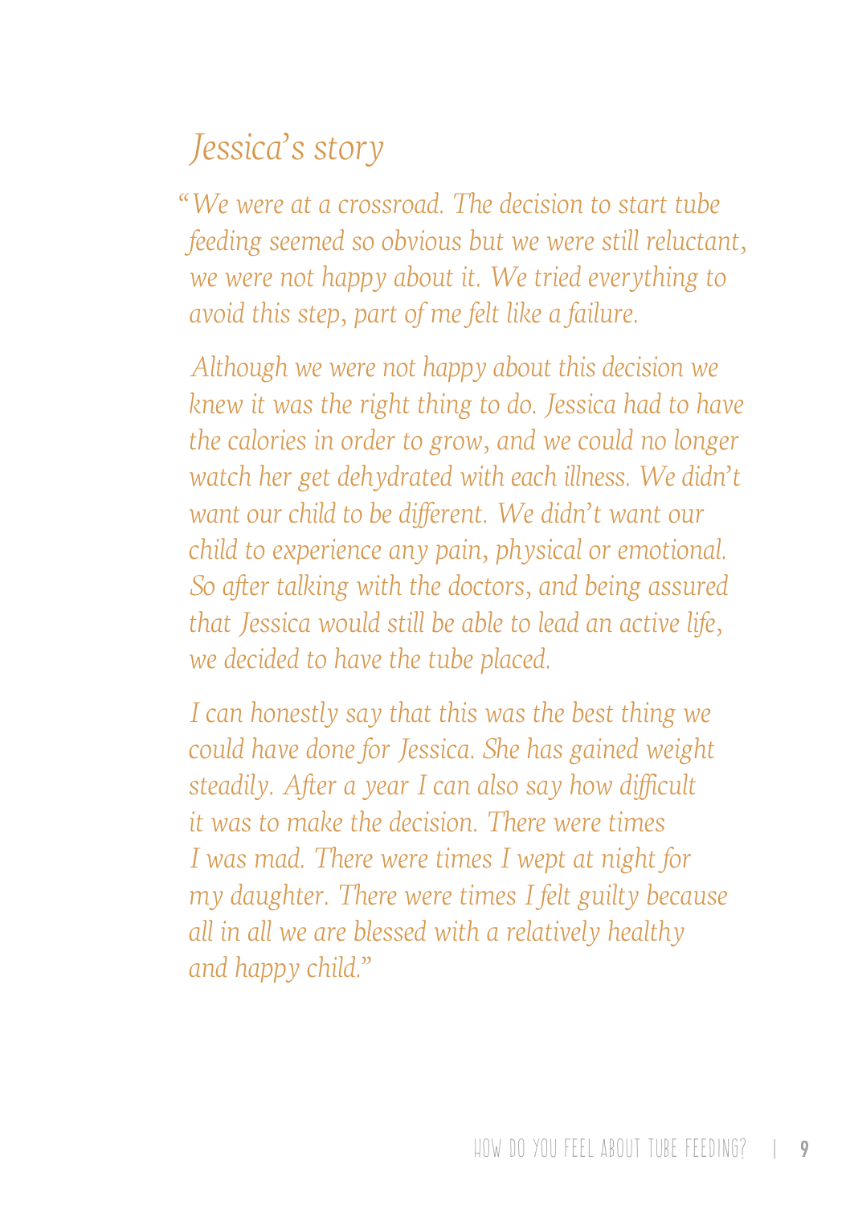## *Jessica's story*

*"We were at a crossroad. The decision to start tube feeding seemed so obvious but we were still reluctant, we were not happy about it. We tried everything to avoid this step, part of me felt like a failure.*

*Although we were not happy about this decision we knew it was the right thing to do. Jessica had to have the calories in order to grow, and we could no longer watch her get dehydrated with each illness. We didn't want our child to be different. We didn't want our child to experience any pain, physical or emotional. So after talking with the doctors, and being assured that Jessica would still be able to lead an active life, we decided to have the tube placed.*

*I can honestly say that this was the best thing we could have done for Jessica. She has gained weight steadily. After a year I can also say how difficult it was to make the decision. There were times I was mad. There were times I wept at night for my daughter. There were times I felt guilty because all in all we are blessed with a relatively healthy and happy child."*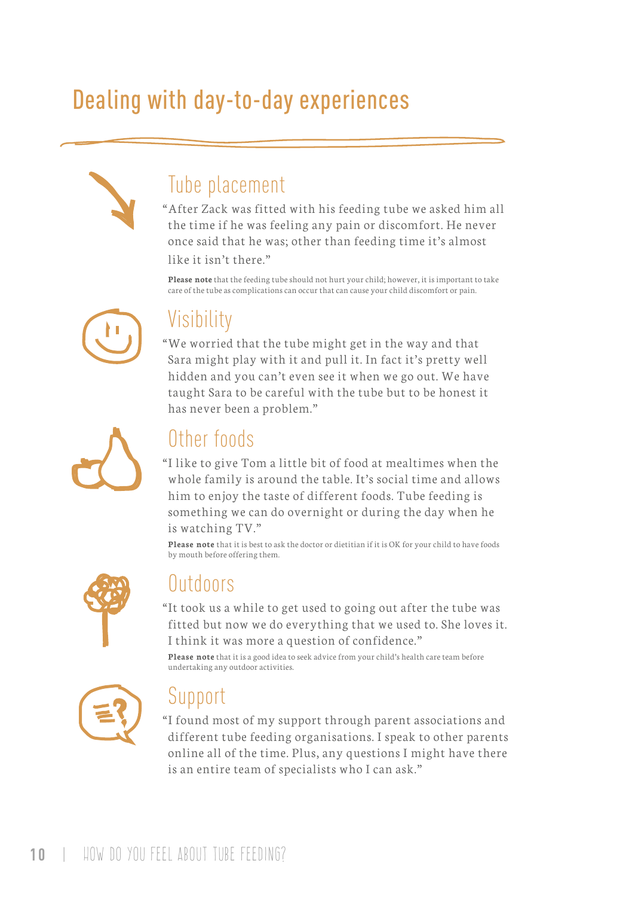# Dealing with day-to-day experiences

## Tube placement

"After Zack was fitted with his feeding tube we asked him all the time if he was feeling any pain or discomfort. He never once said that he was; other than feeding time it's almost like it isn't there."

**Please note** that the feeding tube should not hurt your child; however, it is important to take care of the tube as complications can occur that can cause your child discomfort or pain.

## Visibility

"We worried that the tube might get in the way and that Sara might play with it and pull it. In fact it's pretty well hidden and you can't even see it when we go out. We have taught Sara to be careful with the tube but to be honest it has never been a problem."

## Other foods

"I like to give Tom a little bit of food at mealtimes when the whole family is around the table. It's social time and allows him to enjoy the taste of different foods. Tube feeding is something we can do overnight or during the day when he is watching TV."

**Please note** that it is best to ask the doctor or dietitian if it is OK for your child to have foods by mouth before offering them.

## Outdoors

"It took us a while to get used to going out after the tube was fitted but now we do everything that we used to. She loves it. I think it was more a question of confidence."

**Please note** that it is a good idea to seek advice from your child's health care team before undertaking any outdoor activities.

## Support

"I found most of my support through parent associations and different tube feeding organisations. I speak to other parents online all of the time. Plus, any questions I might have there is an entire team of specialists who I can ask."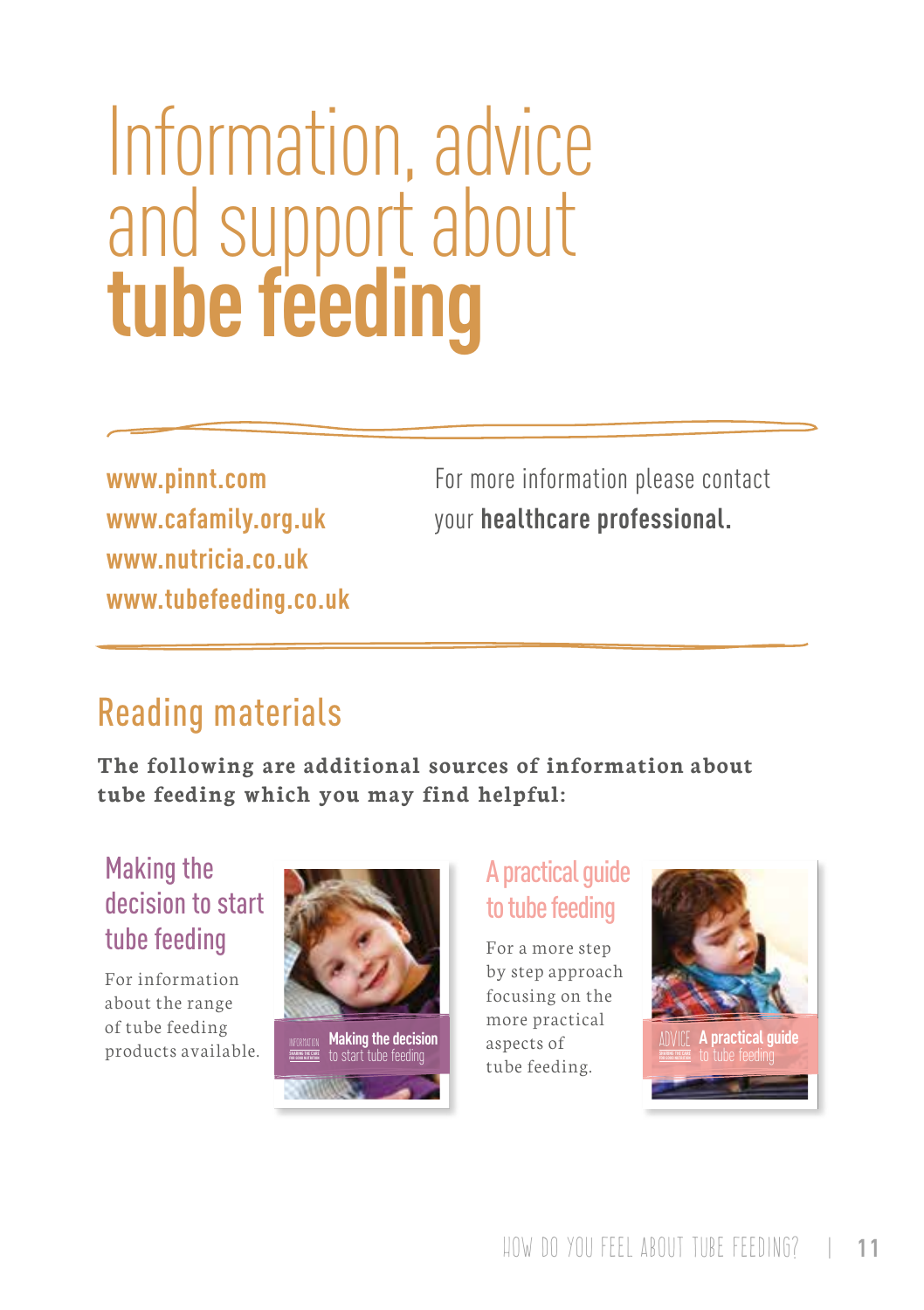# Information, advice and support about **tube feeding**

www.pinnt.com
www.cafamily.org.uk
www.nutricia.co.uk
www.tubefeeding.co.uk

For more information please contact your **healthcare professional.**

## Reading materials

**The following are additional sources of information about tube feeding which you may find helpful:**

### Making the decision to start tube feeding

For information about the range of tube feeding products available.

INFORMATION **Making the decision** to start tube feeding

### A practical guide to tube feeding

For a more step by step approach focusing on the more practical aspects of tube feeding.

ADVICE **A practical guide** to tube feeding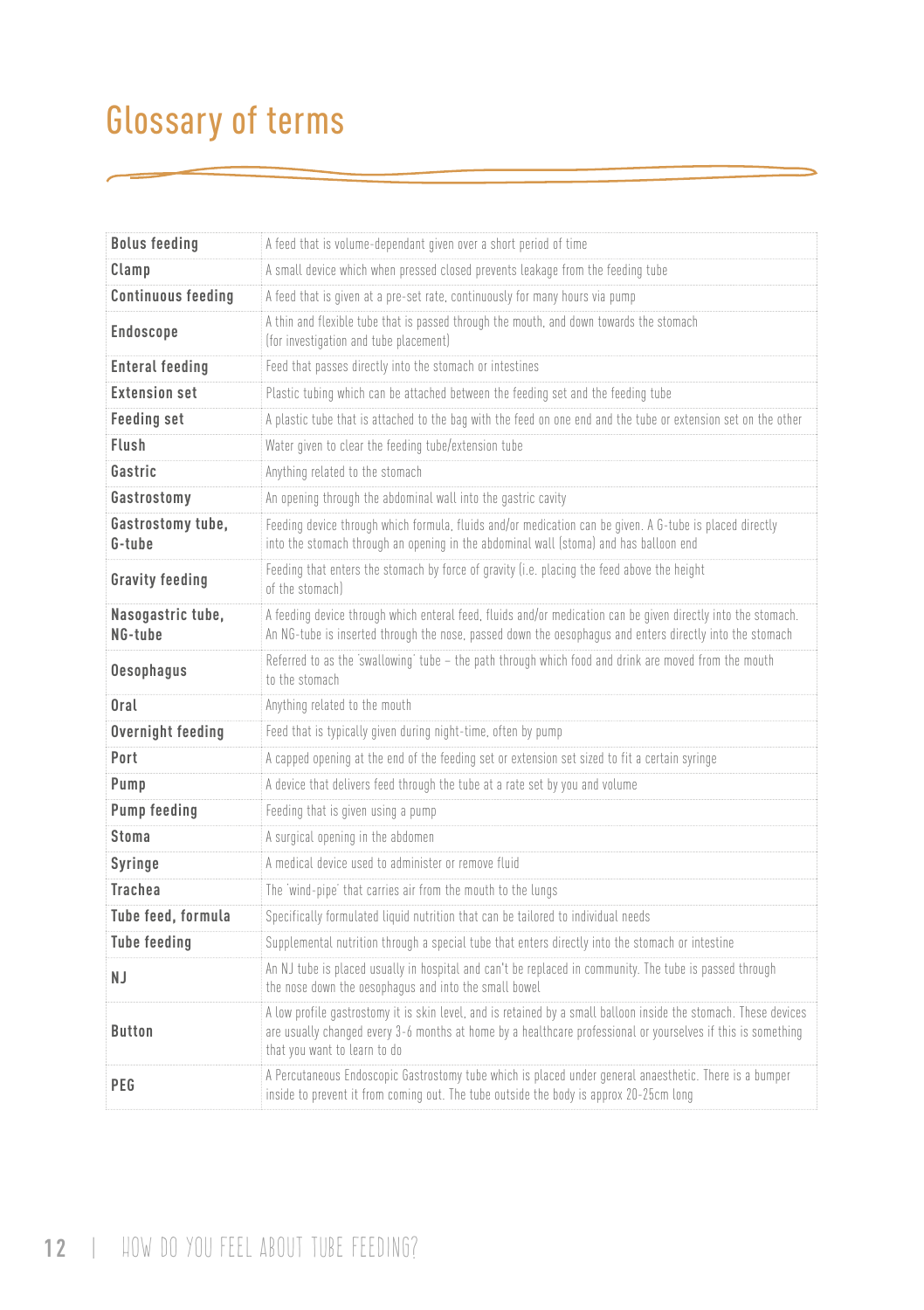# Glossary of terms

| | |
|---|---|
| **Bolus feeding** | A feed that is volume-dependant given over a short period of time |
| **Clamp** | A small device which when pressed closed prevents leakage from the feeding tube |
| **Continuous feeding** | A feed that is given at a pre-set rate, continuously for many hours via pump |
| **Endoscope** | A thin and flexible tube that is passed through the mouth, and down towards the stomach (for investigation and tube placement) |
| **Enteral feeding** | Feed that passes directly into the stomach or intestines |
| **Extension set** | Plastic tubing which can be attached between the feeding set and the feeding tube |
| **Feeding set** | A plastic tube that is attached to the bag with the feed on one end and the tube or extension set on the other |
| **Flush** | Water given to clear the feeding tube/extension tube |
| **Gastric** | Anything related to the stomach |
| **Gastrostomy** | An opening through the abdominal wall into the gastric cavity |
| **Gastrostomy tube, G-tube** | Feeding device through which formula, fluids and/or medication can be given. A G-tube is placed directly into the stomach through an opening in the abdominal wall (stoma) and has balloon end |
| **Gravity feeding** | Feeding that enters the stomach by force of gravity (i.e. placing the feed above the height of the stomach) |
| **Nasogastric tube, NG-tube** | A feeding device through which enteral feed, fluids and/or medication can be given directly into the stomach. An NG-tube is inserted through the nose, passed down the oesophagus and enters directly into the stomach |
| **Oesophagus** | Referred to as the 'swallowing' tube – the path through which food and drink are moved from the mouth to the stomach |
| **Oral** | Anything related to the mouth |
| **Overnight feeding** | Feed that is typically given during night-time, often by pump |
| **Port** | A capped opening at the end of the feeding set or extension set sized to fit a certain syringe |
| **Pump** | A device that delivers feed through the tube at a rate set by you and volume |
| **Pump feeding** | Feeding that is given using a pump |
| **Stoma** | A surgical opening in the abdomen |
| **Syringe** | A medical device used to administer or remove fluid |
| **Trachea** | The 'wind-pipe' that carries air from the mouth to the lungs |
| **Tube feed, formula** | Specifically formulated liquid nutrition that can be tailored to individual needs |
| **Tube feeding** | Supplemental nutrition through a special tube that enters directly into the stomach or intestine |
| **NJ** | An NJ tube is placed usually in hospital and can't be replaced in community. The tube is passed through the nose down the oesophagus and into the small bowel |
| **Button** | A low profile gastrostomy it is skin level, and is retained by a small balloon inside the stomach. These devices are usually changed every 3-6 months at home by a healthcare professional or yourselves if this is something that you want to learn to do |
| **PEG** | A Percutaneous Endoscopic Gastrostomy tube which is placed under general anaesthetic. There is a bumper inside to prevent it from coming out. The tube outside the body is approx 20-25cm long |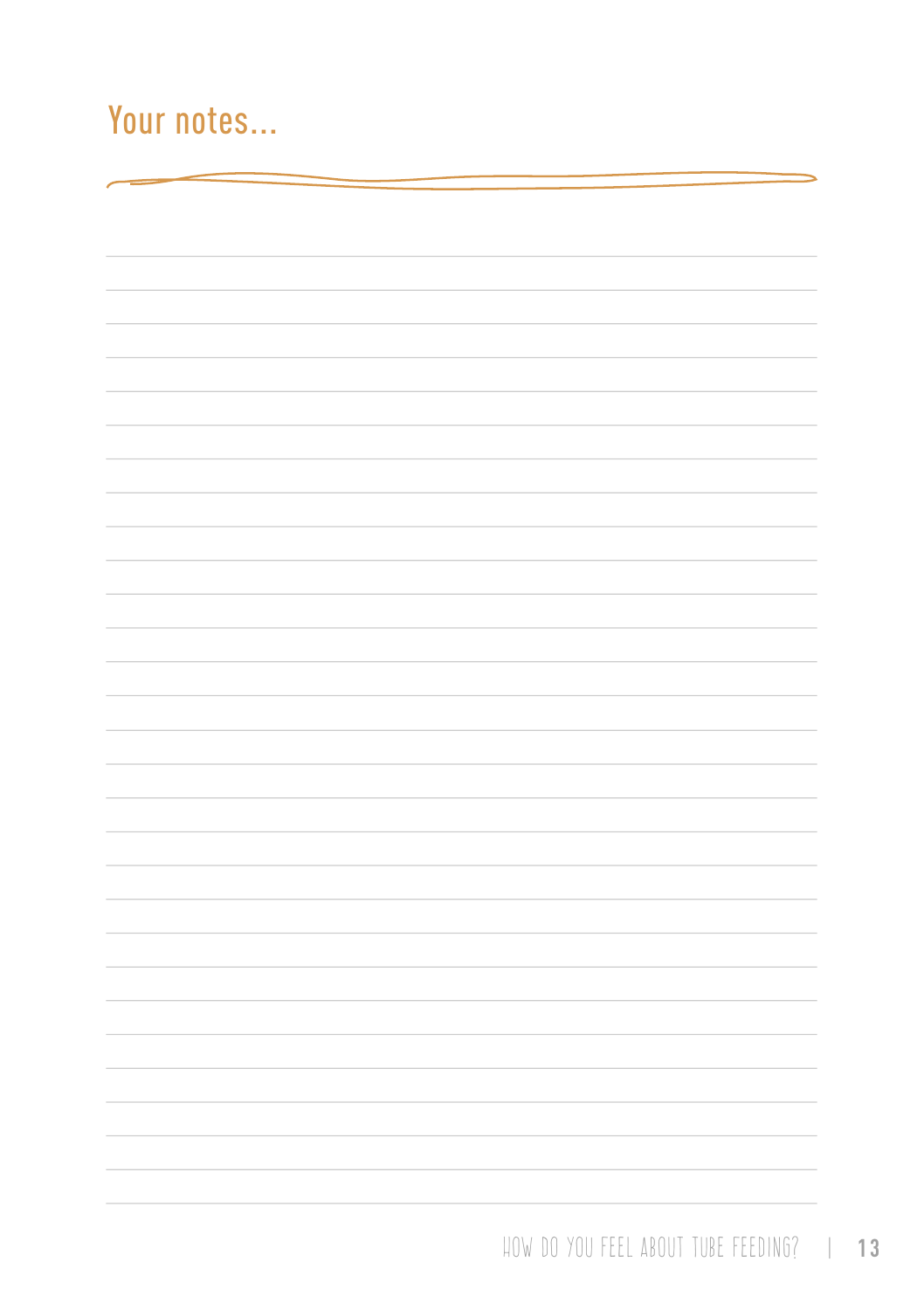## Your notes...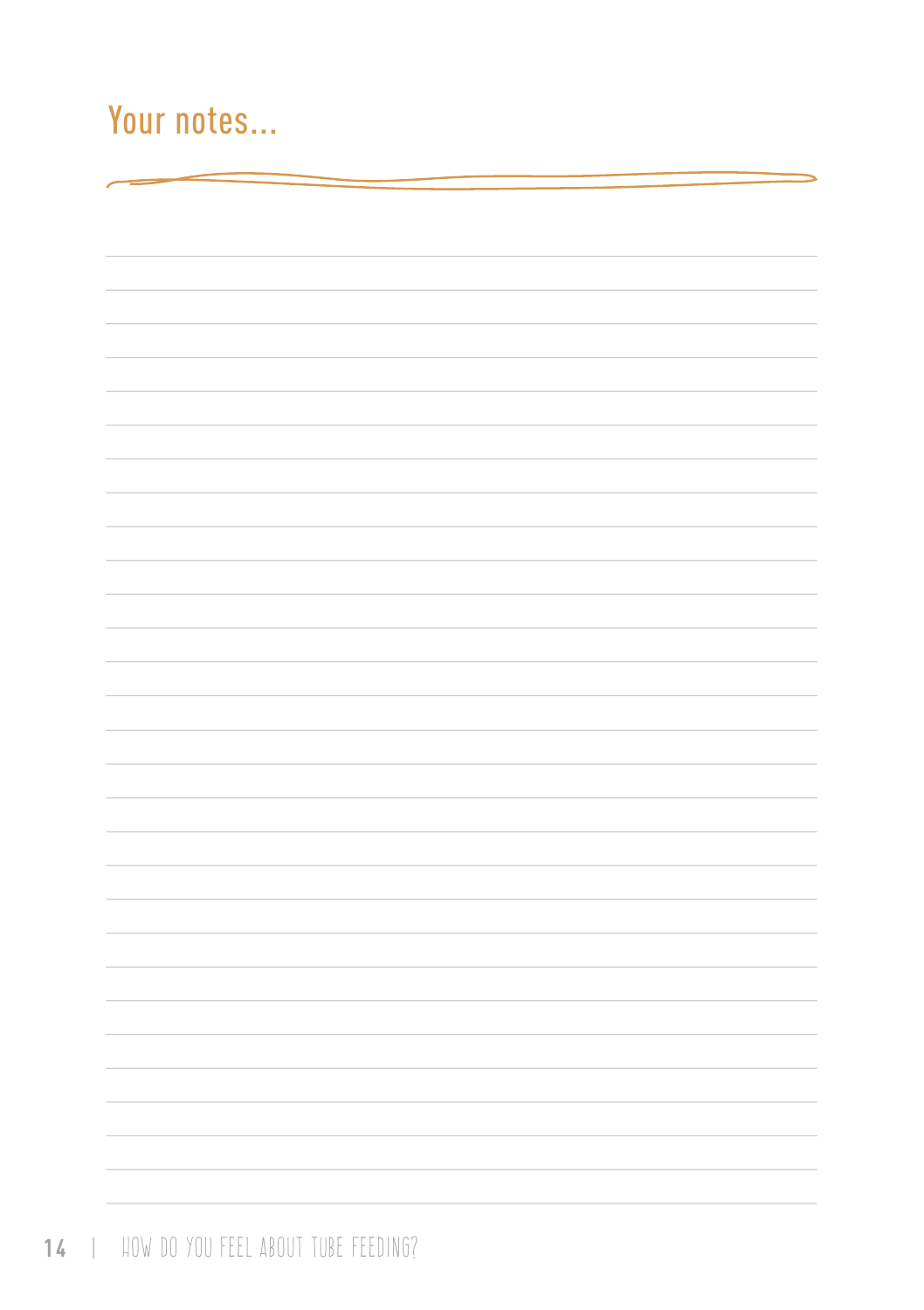## Your notes...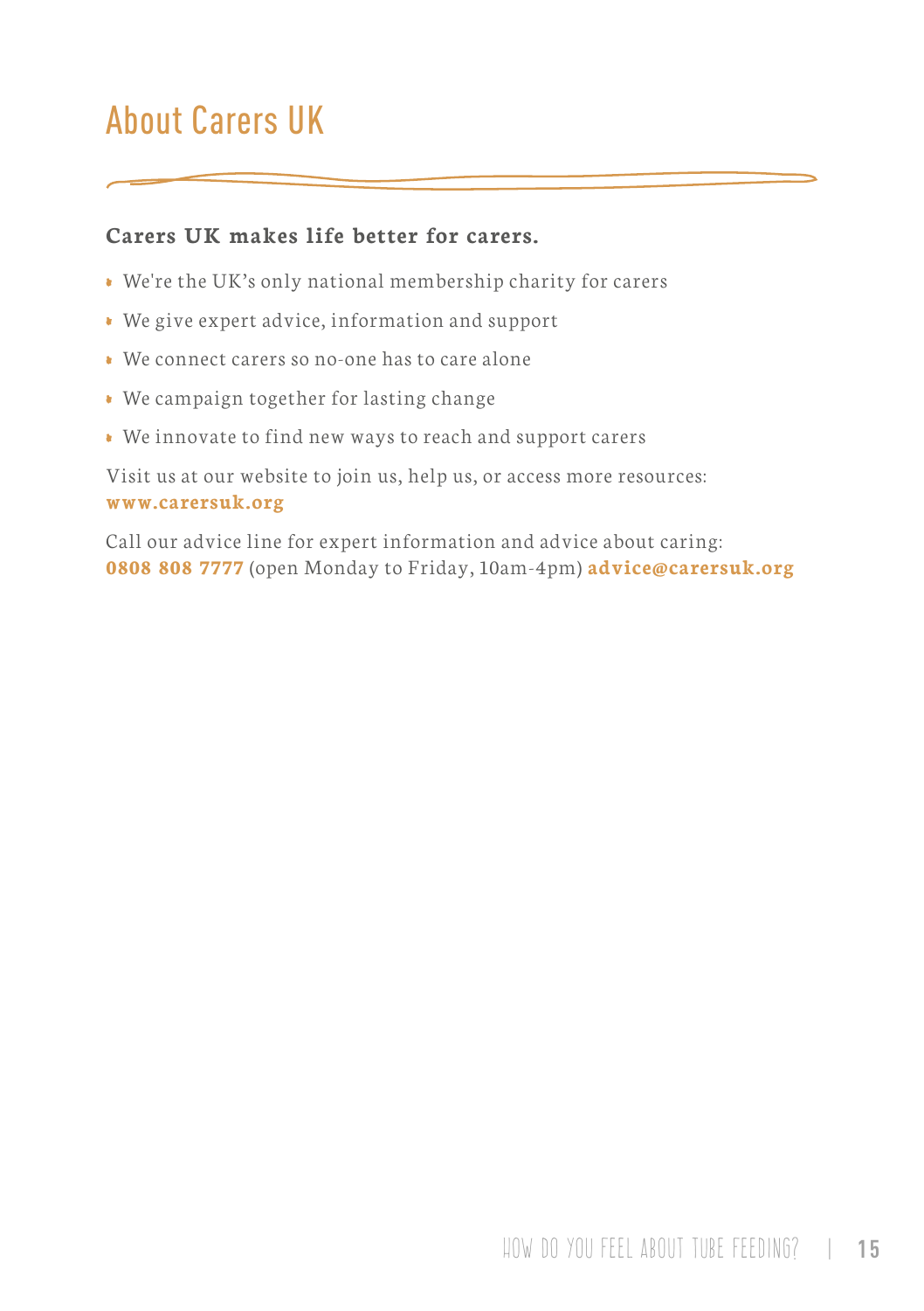# About Carers UK

**Carers UK makes life better for carers.**

- We're the UK's only national membership charity for carers
- We give expert advice, information and support
- We connect carers so no-one has to care alone
- We campaign together for lasting change
- We innovate to find new ways to reach and support carers

Visit us at our website to join us, help us, or access more resources: **www.carersuk.org**

Call our advice line for expert information and advice about caring: **0808 808 7777** (open Monday to Friday, 10am-4pm) **advice@carersuk.org**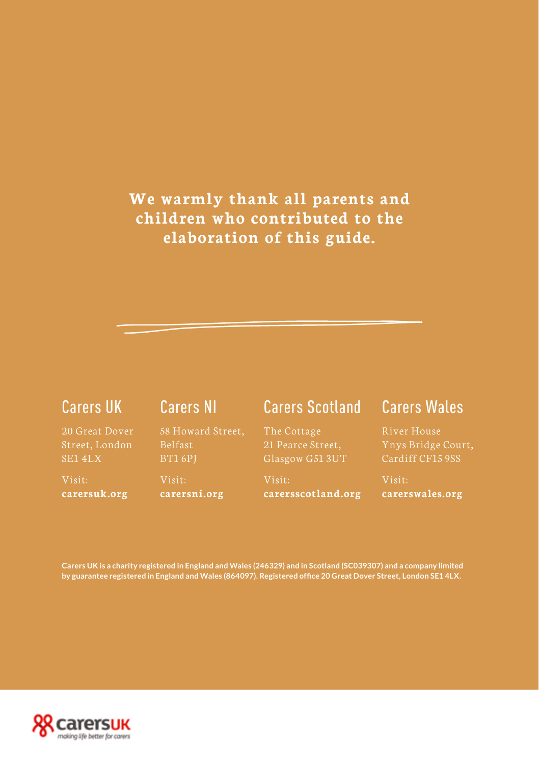**We warmly thank all parents and children who contributed to the elaboration of this guide.**

## Carers UK

20 Great Dover Street, London SE1 4LX

Visit:
**carersuk.org**

## Carers NI

58 Howard Street, Belfast BT1 6PJ

Visit:
**carersni.org**

## Carers Scotland

The Cottage
21 Pearce Street, Glasgow G51 3UT

Visit:
**carersscotland.org**

## Carers Wales

River House
Ynys Bridge Court, Cardiff CF15 9SS

Visit:
**carerswales.org**

**Carers UK is a charity registered in England and Wales (246329) and in Scotland (SC039307) and a company limited by guarantee registered in England and Wales (864097). Registered office 20 Great Dover Street, London SE1 4LX.**

carersUK
making life better for carers